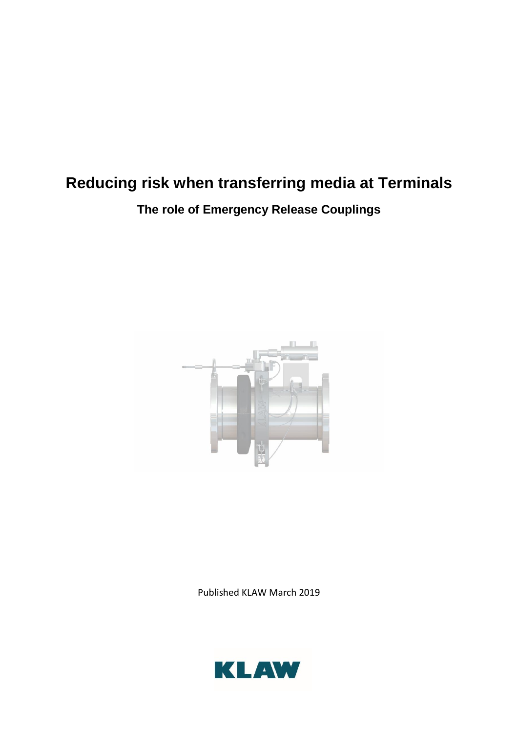# Reducing risk when transferring media at Terminals

## The role of Emergency Release Couplings

Published KLAW March 2019

KLAW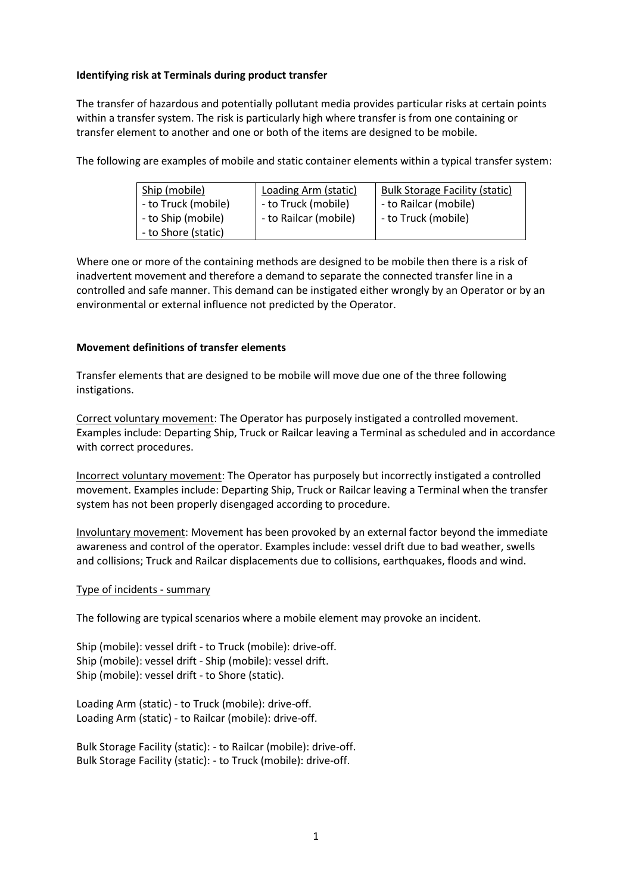**Identifying risk at Terminals during product transfer**

The transfer of hazardous and potentially pollutant media provides particular risks at certain points within a transfer system. The risk is particularly high where transfer is from one containing or transfer element to another and one or both of the items are designed to be mobile.

The following are examples of mobile and static container elements within a typical transfer system:

| Ship (mobile) | Loading Arm (static) | Bulk Storage Facility (static) |
|---|---|---|
| - to Truck (mobile)<br>- to Ship (mobile)<br>- to Shore (static) | - to Truck (mobile)<br>- to Railcar (mobile) | - to Railcar (mobile)<br>- to Truck (mobile) |

Where one or more of the containing methods are designed to be mobile then there is a risk of inadvertent movement and therefore a demand to separate the connected transfer line in a controlled and safe manner. This demand can be instigated either wrongly by an Operator or by an environmental or external influence not predicted by the Operator.

**Movement definitions of transfer elements**

Transfer elements that are designed to be mobile will move due one of the three following instigations.

Correct voluntary movement: The Operator has purposely instigated a controlled movement. Examples include: Departing Ship, Truck or Railcar leaving a Terminal as scheduled and in accordance with correct procedures.

Incorrect voluntary movement: The Operator has purposely but incorrectly instigated a controlled movement. Examples include: Departing Ship, Truck or Railcar leaving a Terminal when the transfer system has not been properly disengaged according to procedure.

Involuntary movement: Movement has been provoked by an external factor beyond the immediate awareness and control of the operator. Examples include: vessel drift due to bad weather, swells and collisions; Truck and Railcar displacements due to collisions, earthquakes, floods and wind.

Type of incidents - summary

The following are typical scenarios where a mobile element may provoke an incident.

Ship (mobile): vessel drift - to Truck (mobile): drive-off.
Ship (mobile): vessel drift - Ship (mobile): vessel drift.
Ship (mobile): vessel drift - to Shore (static).

Loading Arm (static) - to Truck (mobile): drive-off.
Loading Arm (static) - to Railcar (mobile): drive-off.

Bulk Storage Facility (static): - to Railcar (mobile): drive-off.
Bulk Storage Facility (static): - to Truck (mobile): drive-off.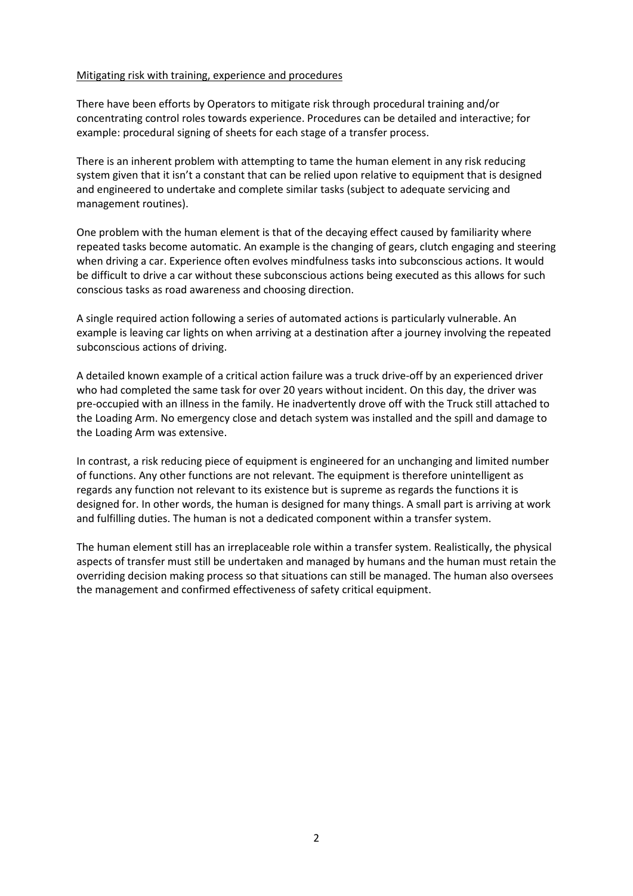## Mitigating risk with training, experience and procedures

There have been efforts by Operators to mitigate risk through procedural training and/or concentrating control roles towards experience. Procedures can be detailed and interactive; for example: procedural signing of sheets for each stage of a transfer process.

There is an inherent problem with attempting to tame the human element in any risk reducing system given that it isn't a constant that can be relied upon relative to equipment that is designed and engineered to undertake and complete similar tasks (subject to adequate servicing and management routines).

One problem with the human element is that of the decaying effect caused by familiarity where repeated tasks become automatic. An example is the changing of gears, clutch engaging and steering when driving a car. Experience often evolves mindfulness tasks into subconscious actions. It would be difficult to drive a car without these subconscious actions being executed as this allows for such conscious tasks as road awareness and choosing direction.

A single required action following a series of automated actions is particularly vulnerable. An example is leaving car lights on when arriving at a destination after a journey involving the repeated subconscious actions of driving.

A detailed known example of a critical action failure was a truck drive-off by an experienced driver who had completed the same task for over 20 years without incident. On this day, the driver was pre-occupied with an illness in the family. He inadvertently drove off with the Truck still attached to the Loading Arm. No emergency close and detach system was installed and the spill and damage to the Loading Arm was extensive.

In contrast, a risk reducing piece of equipment is engineered for an unchanging and limited number of functions. Any other functions are not relevant. The equipment is therefore unintelligent as regards any function not relevant to its existence but is supreme as regards the functions it is designed for. In other words, the human is designed for many things. A small part is arriving at work and fulfilling duties. The human is not a dedicated component within a transfer system.

The human element still has an irreplaceable role within a transfer system. Realistically, the physical aspects of transfer must still be undertaken and managed by humans and the human must retain the overriding decision making process so that situations can still be managed. The human also oversees the management and confirmed effectiveness of safety critical equipment.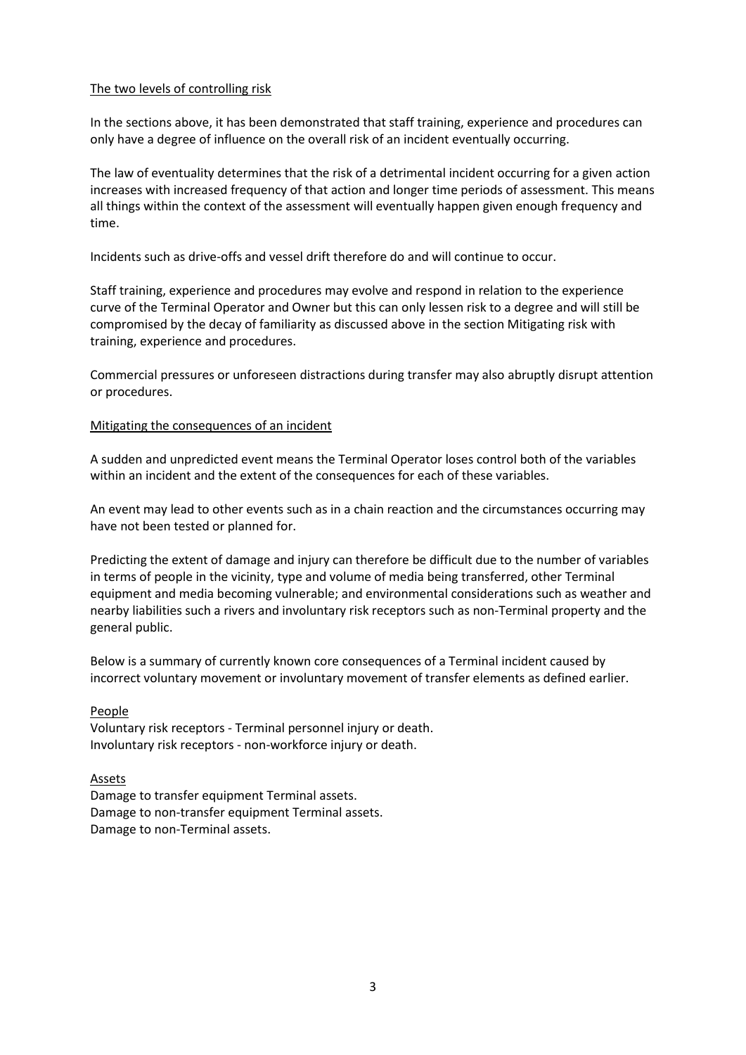## The two levels of controlling risk

In the sections above, it has been demonstrated that staff training, experience and procedures can only have a degree of influence on the overall risk of an incident eventually occurring.

The law of eventuality determines that the risk of a detrimental incident occurring for a given action increases with increased frequency of that action and longer time periods of assessment. This means all things within the context of the assessment will eventually happen given enough frequency and time.

Incidents such as drive-offs and vessel drift therefore do and will continue to occur.

Staff training, experience and procedures may evolve and respond in relation to the experience curve of the Terminal Operator and Owner but this can only lessen risk to a degree and will still be compromised by the decay of familiarity as discussed above in the section Mitigating risk with training, experience and procedures.

Commercial pressures or unforeseen distractions during transfer may also abruptly disrupt attention or procedures.

## Mitigating the consequences of an incident

A sudden and unpredicted event means the Terminal Operator loses control both of the variables within an incident and the extent of the consequences for each of these variables.

An event may lead to other events such as in a chain reaction and the circumstances occurring may have not been tested or planned for.

Predicting the extent of damage and injury can therefore be difficult due to the number of variables in terms of people in the vicinity, type and volume of media being transferred, other Terminal equipment and media becoming vulnerable; and environmental considerations such as weather and nearby liabilities such a rivers and involuntary risk receptors such as non-Terminal property and the general public.

Below is a summary of currently known core consequences of a Terminal incident caused by incorrect voluntary movement or involuntary movement of transfer elements as defined earlier.

### People

Voluntary risk receptors - Terminal personnel injury or death.
Involuntary risk receptors - non-workforce injury or death.

### Assets

Damage to transfer equipment Terminal assets.
Damage to non-transfer equipment Terminal assets.
Damage to non-Terminal assets.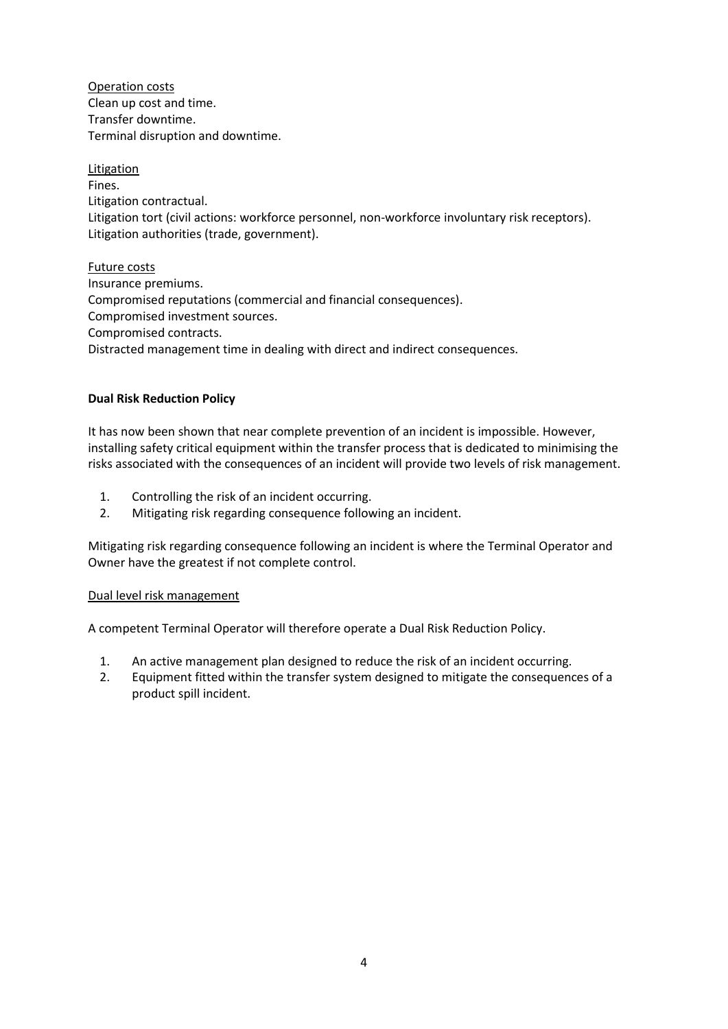Operation costs

Clean up cost and time.

Transfer downtime.

Terminal disruption and downtime.

Litigation

Fines.

Litigation contractual.

Litigation tort (civil actions: workforce personnel, non-workforce involuntary risk receptors).

Litigation authorities (trade, government).

Future costs

Insurance premiums.

Compromised reputations (commercial and financial consequences).

Compromised investment sources.

Compromised contracts.

Distracted management time in dealing with direct and indirect consequences.

**Dual Risk Reduction Policy**

It has now been shown that near complete prevention of an incident is impossible. However, installing safety critical equipment within the transfer process that is dedicated to minimising the risks associated with the consequences of an incident will provide two levels of risk management.

1. Controlling the risk of an incident occurring.
2. Mitigating risk regarding consequence following an incident.

Mitigating risk regarding consequence following an incident is where the Terminal Operator and Owner have the greatest if not complete control.

Dual level risk management

A competent Terminal Operator will therefore operate a Dual Risk Reduction Policy.

1. An active management plan designed to reduce the risk of an incident occurring.
2. Equipment fitted within the transfer system designed to mitigate the consequences of a product spill incident.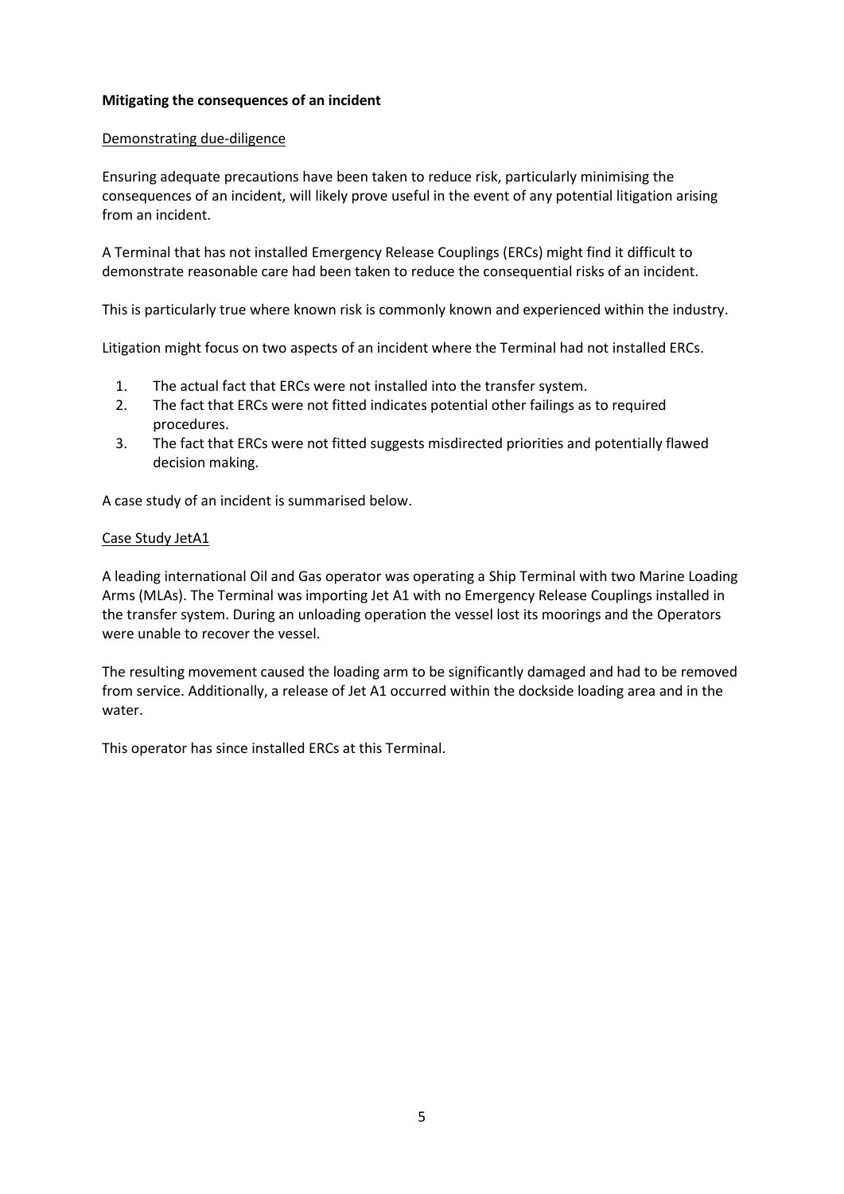**Mitigating the consequences of an incident**

Demonstrating due-diligence

Ensuring adequate precautions have been taken to reduce risk, particularly minimising the consequences of an incident, will likely prove useful in the event of any potential litigation arising from an incident.

A Terminal that has not installed Emergency Release Couplings (ERCs) might find it difficult to demonstrate reasonable care had been taken to reduce the consequential risks of an incident.

This is particularly true where known risk is commonly known and experienced within the industry.

Litigation might focus on two aspects of an incident where the Terminal had not installed ERCs.

1. The actual fact that ERCs were not installed into the transfer system.
2. The fact that ERCs were not fitted indicates potential other failings as to required procedures.
3. The fact that ERCs were not fitted suggests misdirected priorities and potentially flawed decision making.

A case study of an incident is summarised below.

Case Study JetA1

A leading international Oil and Gas operator was operating a Ship Terminal with two Marine Loading Arms (MLAs). The Terminal was importing Jet A1 with no Emergency Release Couplings installed in the transfer system. During an unloading operation the vessel lost its moorings and the Operators were unable to recover the vessel.

The resulting movement caused the loading arm to be significantly damaged and had to be removed from service. Additionally, a release of Jet A1 occurred within the dockside loading area and in the water.

This operator has since installed ERCs at this Terminal.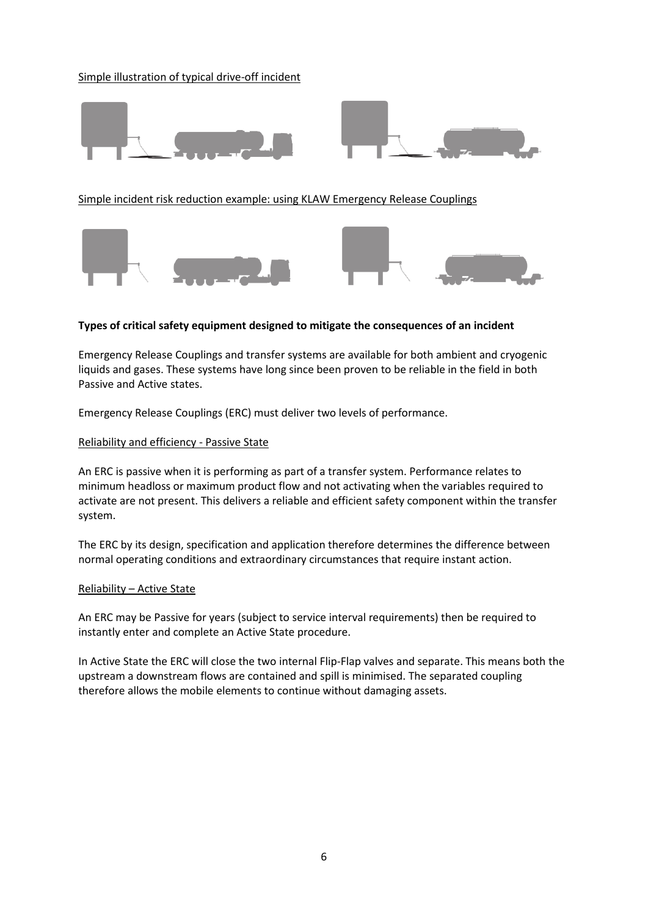Simple illustration of typical drive-off incident

Simple incident risk reduction example: using KLAW Emergency Release Couplings

**Types of critical safety equipment designed to mitigate the consequences of an incident**

Emergency Release Couplings and transfer systems are available for both ambient and cryogenic liquids and gases. These systems have long since been proven to be reliable in the field in both Passive and Active states.

Emergency Release Couplings (ERC) must deliver two levels of performance.

Reliability and efficiency - Passive State

An ERC is passive when it is performing as part of a transfer system. Performance relates to minimum headloss or maximum product flow and not activating when the variables required to activate are not present. This delivers a reliable and efficient safety component within the transfer system.

The ERC by its design, specification and application therefore determines the difference between normal operating conditions and extraordinary circumstances that require instant action.

Reliability – Active State

An ERC may be Passive for years (subject to service interval requirements) then be required to instantly enter and complete an Active State procedure.

In Active State the ERC will close the two internal Flip-Flap valves and separate. This means both the upstream a downstream flows are contained and spill is minimised. The separated coupling therefore allows the mobile elements to continue without damaging assets.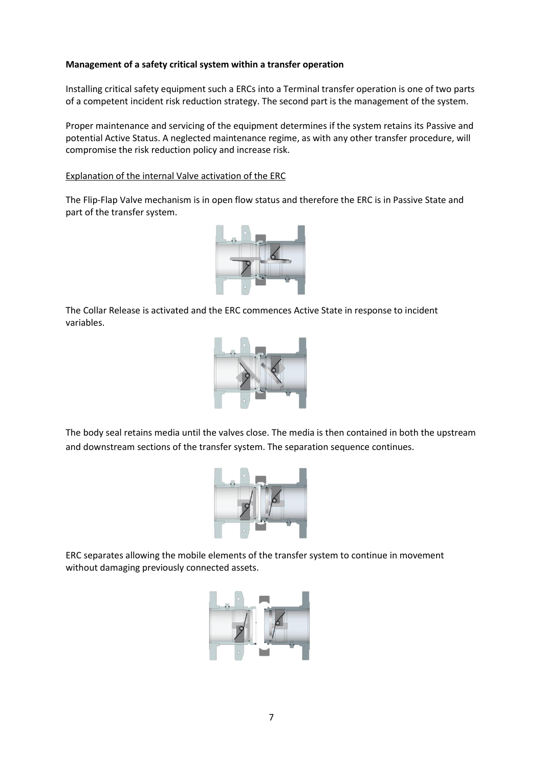**Management of a safety critical system within a transfer operation**

Installing critical safety equipment such a ERCs into a Terminal transfer operation is one of two parts of a competent incident risk reduction strategy. The second part is the management of the system.

Proper maintenance and servicing of the equipment determines if the system retains its Passive and potential Active Status. A neglected maintenance regime, as with any other transfer procedure, will compromise the risk reduction policy and increase risk.

<u>Explanation of the internal Valve activation of the ERC</u>

The Flip-Flap Valve mechanism is in open flow status and therefore the ERC is in Passive State and part of the transfer system.

The Collar Release is activated and the ERC commences Active State in response to incident variables.

The body seal retains media until the valves close. The media is then contained in both the upstream and downstream sections of the transfer system. The separation sequence continues.

ERC separates allowing the mobile elements of the transfer system to continue in movement without damaging previously connected assets.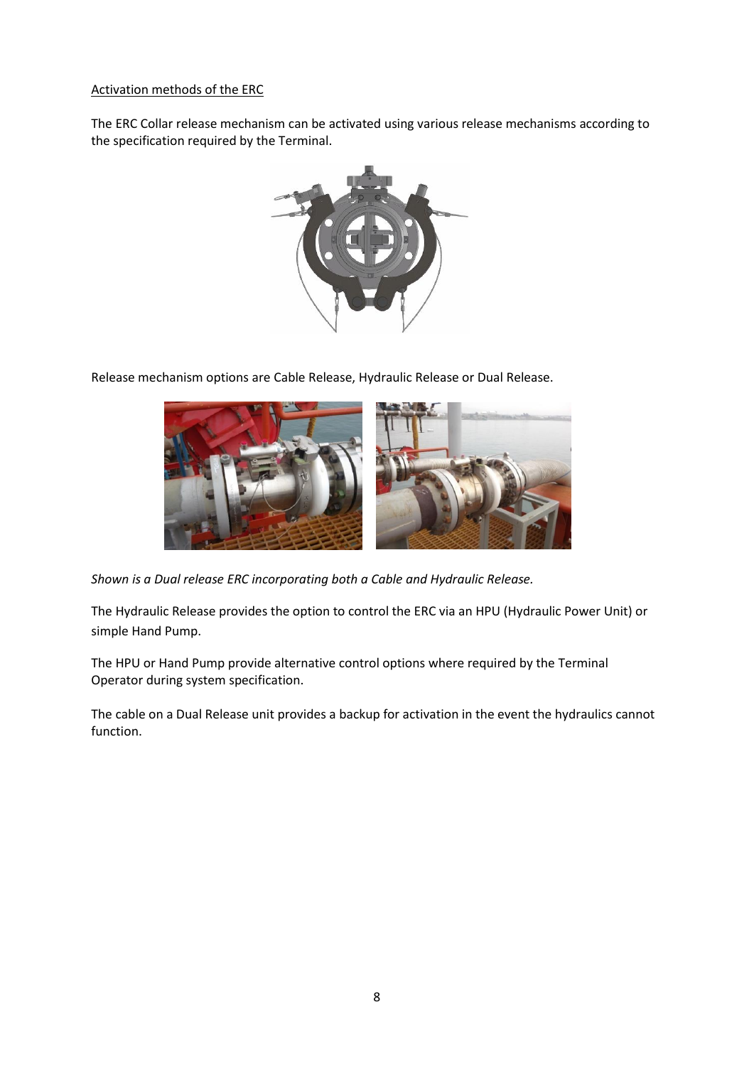Activation methods of the ERC

The ERC Collar release mechanism can be activated using various release mechanisms according to the specification required by the Terminal.

Release mechanism options are Cable Release, Hydraulic Release or Dual Release.

*Shown is a Dual release ERC incorporating both a Cable and Hydraulic Release.*

The Hydraulic Release provides the option to control the ERC via an HPU (Hydraulic Power Unit) or simple Hand Pump.

The HPU or Hand Pump provide alternative control options where required by the Terminal Operator during system specification.

The cable on a Dual Release unit provides a backup for activation in the event the hydraulics cannot function.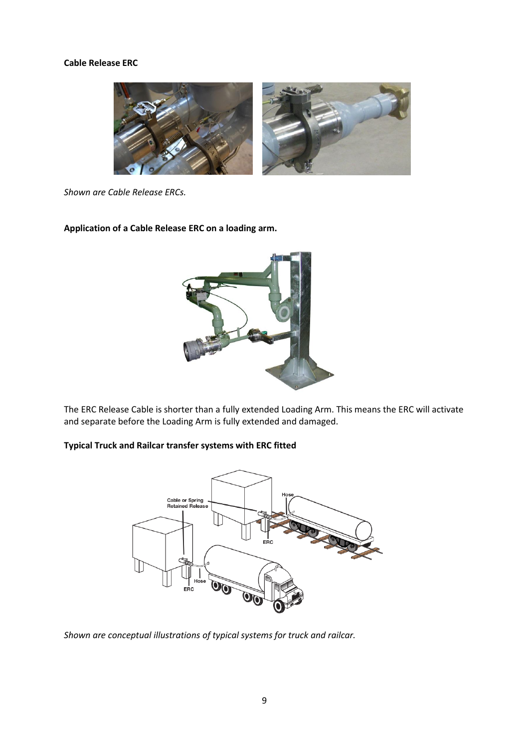**Cable Release ERC**

*Shown are Cable Release ERCs.*

**Application of a Cable Release ERC on a loading arm.**

The ERC Release Cable is shorter than a fully extended Loading Arm. This means the ERC will activate and separate before the Loading Arm is fully extended and damaged.

**Typical Truck and Railcar transfer systems with ERC fitted**

*Shown are conceptual illustrations of typical systems for truck and railcar.*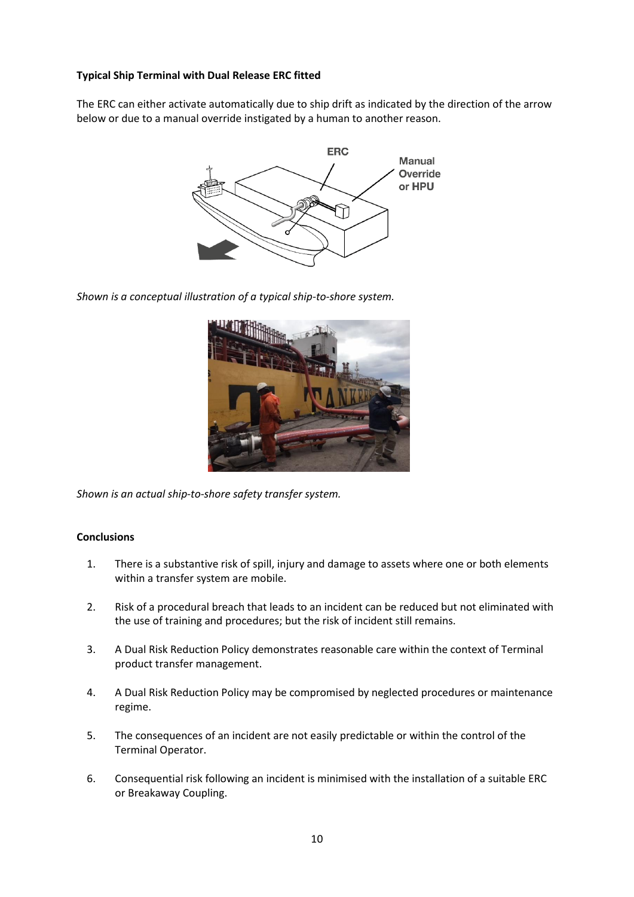**Typical Ship Terminal with Dual Release ERC fitted**

The ERC can either activate automatically due to ship drift as indicated by the direction of the arrow below or due to a manual override instigated by a human to another reason.

*Shown is a conceptual illustration of a typical ship-to-shore system.*

*Shown is an actual ship-to-shore safety transfer system.*

**Conclusions**

1. There is a substantive risk of spill, injury and damage to assets where one or both elements within a transfer system are mobile.

2. Risk of a procedural breach that leads to an incident can be reduced but not eliminated with the use of training and procedures; but the risk of incident still remains.

3. A Dual Risk Reduction Policy demonstrates reasonable care within the context of Terminal product transfer management.

4. A Dual Risk Reduction Policy may be compromised by neglected procedures or maintenance regime.

5. The consequences of an incident are not easily predictable or within the control of the Terminal Operator.

6. Consequential risk following an incident is minimised with the installation of a suitable ERC or Breakaway Coupling.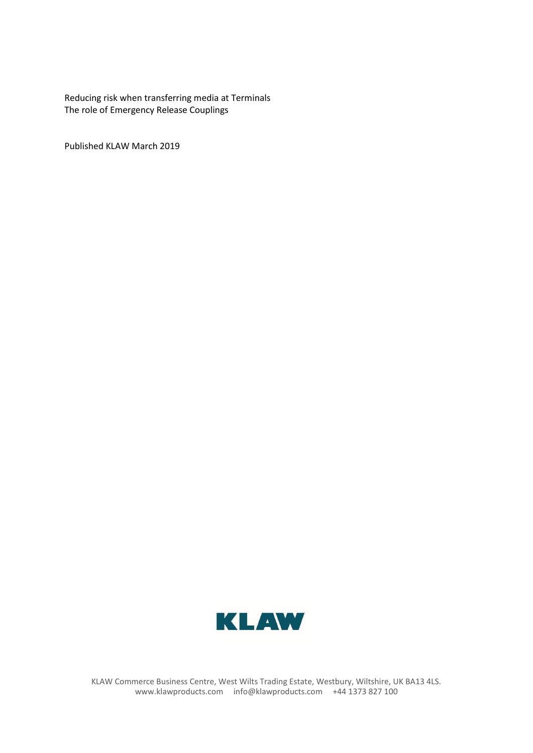Reducing risk when transferring media at Terminals
The role of Emergency Release Couplings

Published KLAW March 2019

KLAW

KLAW Commerce Business Centre, West Wilts Trading Estate, Westbury, Wiltshire, UK BA13 4LS.
www.klawproducts.com info@klawproducts.com +44 1373 827 100